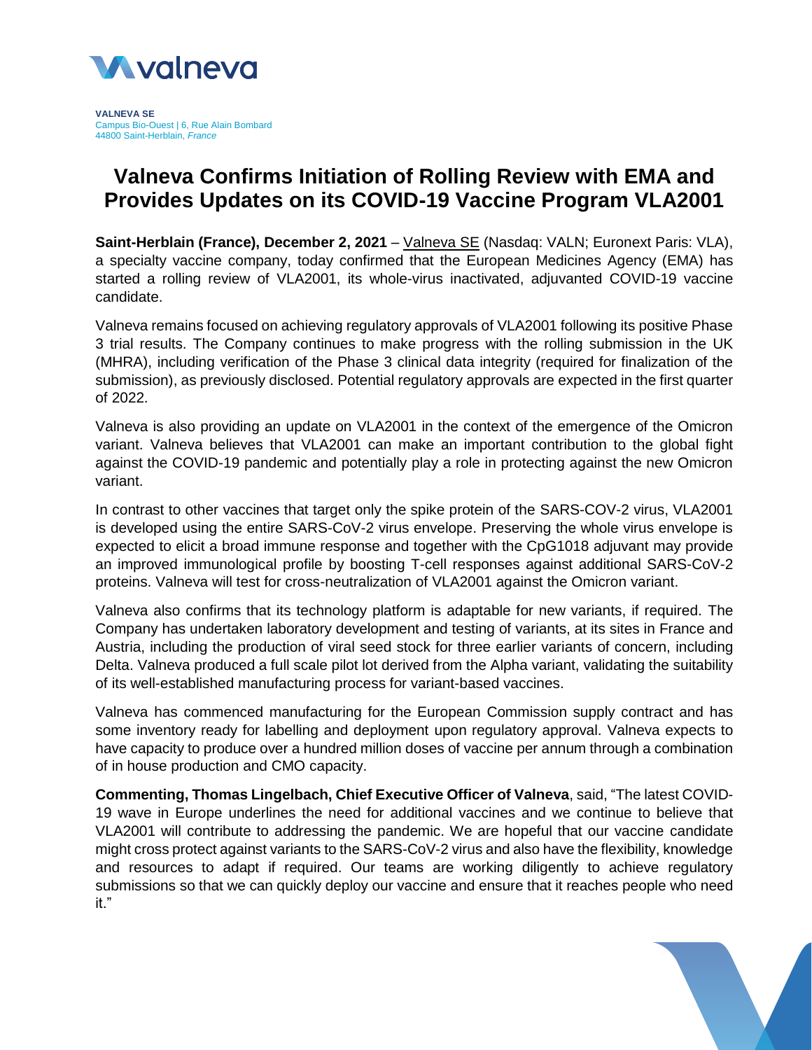**VALNEVA SE**
Campus Bio-Ouest | 6, Rue Alain Bombard
44800 Saint-Herblain, *France*

# Valneva Confirms Initiation of Rolling Review with EMA and Provides Updates on its COVID-19 Vaccine Program VLA2001

**Saint-Herblain (France), December 2, 2021** – Valneva SE (Nasdaq: VALN; Euronext Paris: VLA), a specialty vaccine company, today confirmed that the European Medicines Agency (EMA) has started a rolling review of VLA2001, its whole-virus inactivated, adjuvanted COVID-19 vaccine candidate.

Valneva remains focused on achieving regulatory approvals of VLA2001 following its positive Phase 3 trial results. The Company continues to make progress with the rolling submission in the UK (MHRA), including verification of the Phase 3 clinical data integrity (required for finalization of the submission), as previously disclosed. Potential regulatory approvals are expected in the first quarter of 2022.

Valneva is also providing an update on VLA2001 in the context of the emergence of the Omicron variant. Valneva believes that VLA2001 can make an important contribution to the global fight against the COVID-19 pandemic and potentially play a role in protecting against the new Omicron variant.

In contrast to other vaccines that target only the spike protein of the SARS-COV-2 virus, VLA2001 is developed using the entire SARS-CoV-2 virus envelope. Preserving the whole virus envelope is expected to elicit a broad immune response and together with the CpG1018 adjuvant may provide an improved immunological profile by boosting T-cell responses against additional SARS-CoV-2 proteins. Valneva will test for cross-neutralization of VLA2001 against the Omicron variant.

Valneva also confirms that its technology platform is adaptable for new variants, if required. The Company has undertaken laboratory development and testing of variants, at its sites in France and Austria, including the production of viral seed stock for three earlier variants of concern, including Delta. Valneva produced a full scale pilot lot derived from the Alpha variant, validating the suitability of its well-established manufacturing process for variant-based vaccines.

Valneva has commenced manufacturing for the European Commission supply contract and has some inventory ready for labelling and deployment upon regulatory approval. Valneva expects to have capacity to produce over a hundred million doses of vaccine per annum through a combination of in house production and CMO capacity.

**Commenting, Thomas Lingelbach, Chief Executive Officer of Valneva**, said, "The latest COVID-19 wave in Europe underlines the need for additional vaccines and we continue to believe that VLA2001 will contribute to addressing the pandemic. We are hopeful that our vaccine candidate might cross protect against variants to the SARS-CoV-2 virus and also have the flexibility, knowledge and resources to adapt if required. Our teams are working diligently to achieve regulatory submissions so that we can quickly deploy our vaccine and ensure that it reaches people who need it."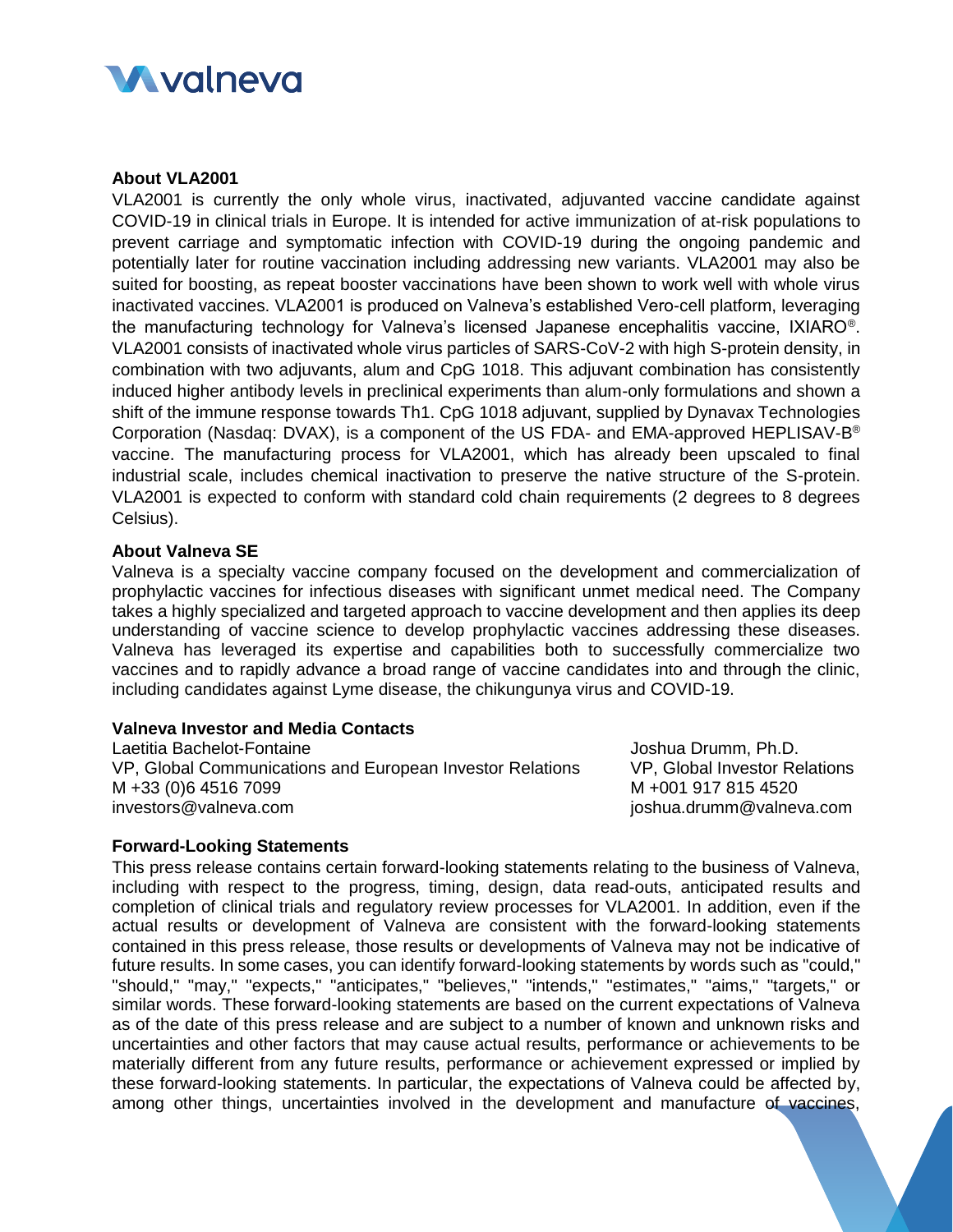### About VLA2001

VLA2001 is currently the only whole virus, inactivated, adjuvanted vaccine candidate against COVID-19 in clinical trials in Europe. It is intended for active immunization of at-risk populations to prevent carriage and symptomatic infection with COVID-19 during the ongoing pandemic and potentially later for routine vaccination including addressing new variants. VLA2001 may also be suited for boosting, as repeat booster vaccinations have been shown to work well with whole virus inactivated vaccines. VLA2001 is produced on Valneva's established Vero-cell platform, leveraging the manufacturing technology for Valneva's licensed Japanese encephalitis vaccine, IXIARO®. VLA2001 consists of inactivated whole virus particles of SARS-CoV-2 with high S-protein density, in combination with two adjuvants, alum and CpG 1018. This adjuvant combination has consistently induced higher antibody levels in preclinical experiments than alum-only formulations and shown a shift of the immune response towards Th1. CpG 1018 adjuvant, supplied by Dynavax Technologies Corporation (Nasdaq: DVAX), is a component of the US FDA- and EMA-approved HEPLISAV-B® vaccine. The manufacturing process for VLA2001, which has already been upscaled to final industrial scale, includes chemical inactivation to preserve the native structure of the S-protein. VLA2001 is expected to conform with standard cold chain requirements (2 degrees to 8 degrees Celsius).

### About Valneva SE

Valneva is a specialty vaccine company focused on the development and commercialization of prophylactic vaccines for infectious diseases with significant unmet medical need. The Company takes a highly specialized and targeted approach to vaccine development and then applies its deep understanding of vaccine science to develop prophylactic vaccines addressing these diseases. Valneva has leveraged its expertise and capabilities both to successfully commercialize two vaccines and to rapidly advance a broad range of vaccine candidates into and through the clinic, including candidates against Lyme disease, the chikungunya virus and COVID-19.

### Valneva Investor and Media Contacts

Laetitia Bachelot-Fontaine
VP, Global Communications and European Investor Relations
M +33 (0)6 4516 7099
investors@valneva.com

Joshua Drumm, Ph.D.
VP, Global Investor Relations
M +001 917 815 4520
joshua.drumm@valneva.com

### Forward-Looking Statements

This press release contains certain forward-looking statements relating to the business of Valneva, including with respect to the progress, timing, design, data read-outs, anticipated results and completion of clinical trials and regulatory review processes for VLA2001. In addition, even if the actual results or development of Valneva are consistent with the forward-looking statements contained in this press release, those results or developments of Valneva may not be indicative of future results. In some cases, you can identify forward-looking statements by words such as "could," "should," "may," "expects," "anticipates," "believes," "intends," "estimates," "aims," "targets," or similar words. These forward-looking statements are based on the current expectations of Valneva as of the date of this press release and are subject to a number of known and unknown risks and uncertainties and other factors that may cause actual results, performance or achievements to be materially different from any future results, performance or achievement expressed or implied by these forward-looking statements. In particular, the expectations of Valneva could be affected by, among other things, uncertainties involved in the development and manufacture of vaccines,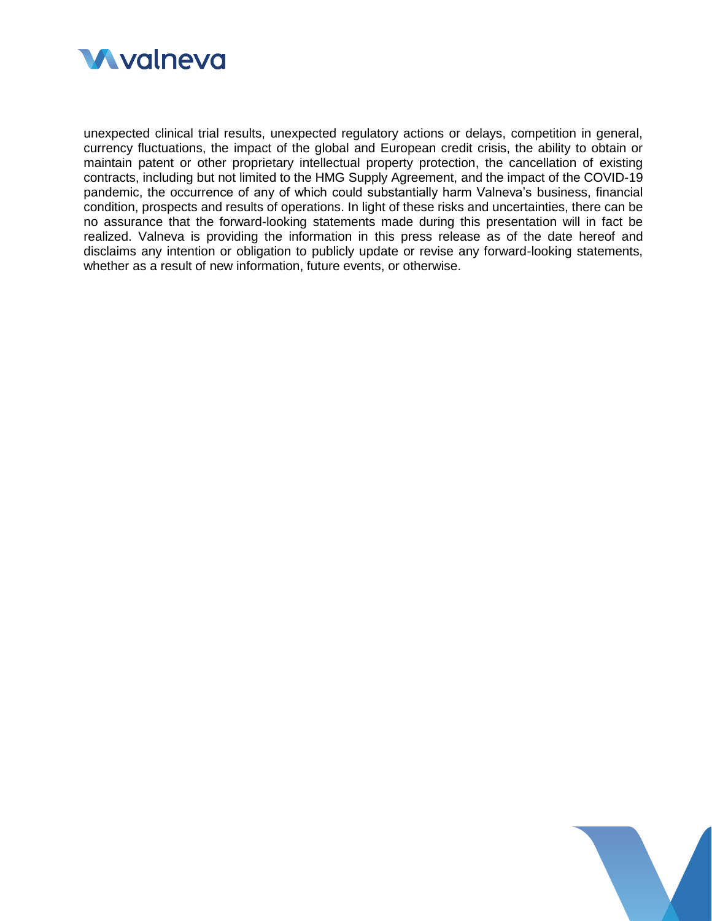unexpected clinical trial results, unexpected regulatory actions or delays, competition in general, currency fluctuations, the impact of the global and European credit crisis, the ability to obtain or maintain patent or other proprietary intellectual property protection, the cancellation of existing contracts, including but not limited to the HMG Supply Agreement, and the impact of the COVID-19 pandemic, the occurrence of any of which could substantially harm Valneva's business, financial condition, prospects and results of operations. In light of these risks and uncertainties, there can be no assurance that the forward-looking statements made during this presentation will in fact be realized. Valneva is providing the information in this press release as of the date hereof and disclaims any intention or obligation to publicly update or revise any forward-looking statements, whether as a result of new information, future events, or otherwise.